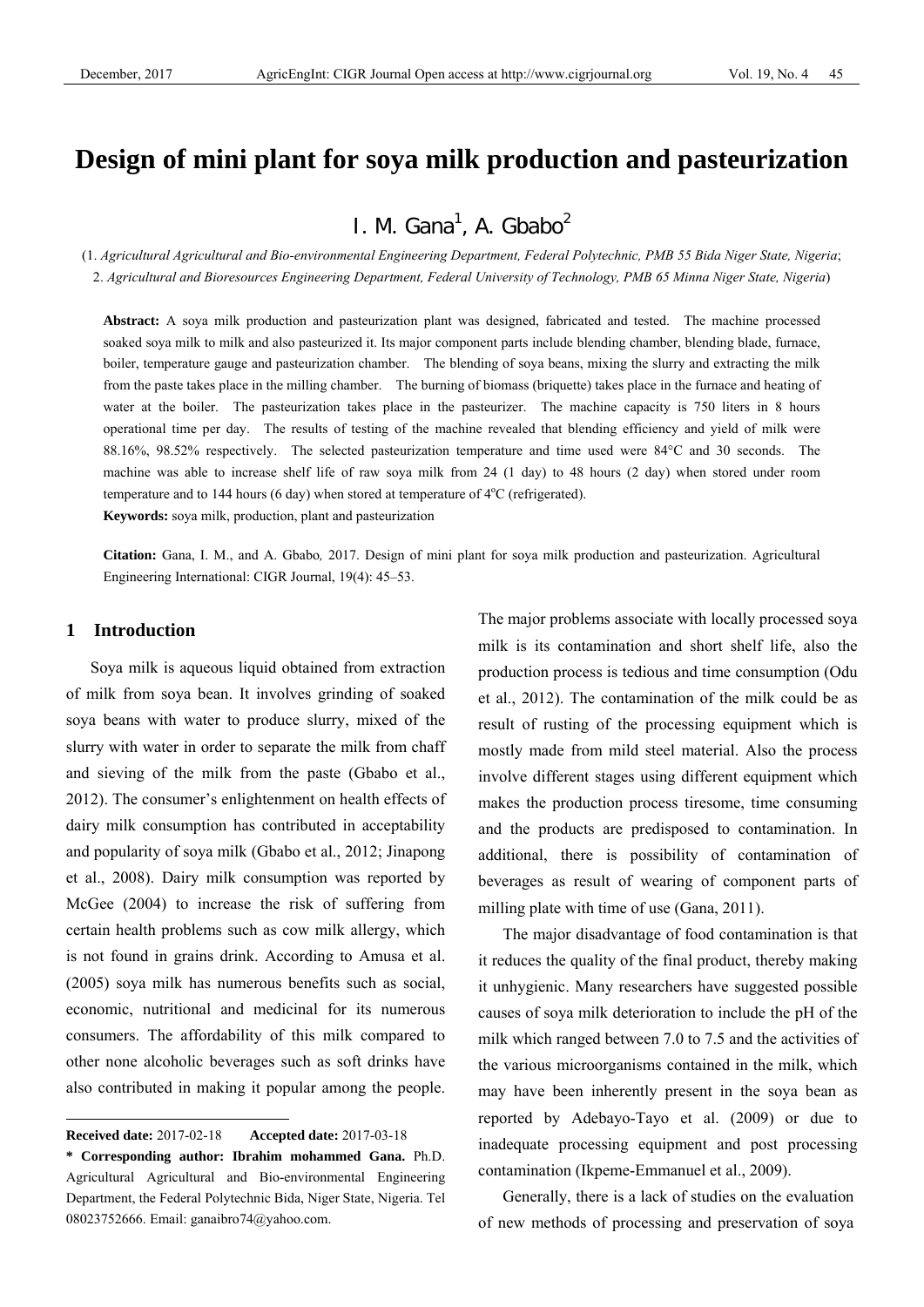# Design of mini plant for soya milk production and pasteurization

I. M. Gana[1], A. Gbabo[2]

(1. *Agricultural Agricultural and Bio-environmental Engineering Department, Federal Polytechnic, PMB 55 Bida Niger State, Nigeria*;
2. *Agricultural and Bioresources Engineering Department, Federal University of Technology, PMB 65 Minna Niger State, Nigeria*)

**Abstract:** A soya milk production and pasteurization plant was designed, fabricated and tested. The machine processed soaked soya milk to milk and also pasteurized it. Its major component parts include blending chamber, blending blade, furnace, boiler, temperature gauge and pasteurization chamber. The blending of soya beans, mixing the slurry and extracting the milk from the paste takes place in the milling chamber. The burning of biomass (briquette) takes place in the furnace and heating of water at the boiler. The pasteurization takes place in the pasteurizer. The machine capacity is 750 liters in 8 hours operational time per day. The results of testing of the machine revealed that blending efficiency and yield of milk were 88.16%, 98.52% respectively. The selected pasteurization temperature and time used were 84°C and 30 seconds. The machine was able to increase shelf life of raw soya milk from 24 (1 day) to 48 hours (2 day) when stored under room temperature and to 144 hours (6 day) when stored at temperature of 4°C (refrigerated).

**Keywords:** soya milk, production, plant and pasteurization

**Citation:** Gana, I. M., and A. Gbabo*,* 2017. Design of mini plant for soya milk production and pasteurization. Agricultural Engineering International: CIGR Journal, 19(4): 45–53.

## 1 Introduction

Soya milk is aqueous liquid obtained from extraction of milk from soya bean. It involves grinding of soaked soya beans with water to produce slurry, mixed of the slurry with water in order to separate the milk from chaff and sieving of the milk from the paste (Gbabo et al., 2012). The consumer's enlightenment on health effects of dairy milk consumption has contributed in acceptability and popularity of soya milk (Gbabo et al., 2012; Jinapong et al., 2008). Dairy milk consumption was reported by McGee (2004) to increase the risk of suffering from certain health problems such as cow milk allergy, which is not found in grains drink. According to Amusa et al. (2005) soya milk has numerous benefits such as social, economic, nutritional and medicinal for its numerous consumers. The affordability of this milk compared to other none alcoholic beverages such as soft drinks have also contributed in making it popular among the people. The major problems associate with locally processed soya milk is its contamination and short shelf life, also the production process is tedious and time consumption (Odu et al., 2012). The contamination of the milk could be as result of rusting of the processing equipment which is mostly made from mild steel material. Also the process involve different stages using different equipment which makes the production process tiresome, time consuming and the products are predisposed to contamination. In additional, there is possibility of contamination of beverages as result of wearing of component parts of milling plate with time of use (Gana, 2011).

The major disadvantage of food contamination is that it reduces the quality of the final product, thereby making it unhygienic. Many researchers have suggested possible causes of soya milk deterioration to include the pH of the milk which ranged between 7.0 to 7.5 and the activities of the various microorganisms contained in the milk, which may have been inherently present in the soya bean as reported by Adebayo-Tayo et al. (2009) or due to inadequate processing equipment and post processing contamination (Ikpeme-Emmanuel et al., 2009).

Generally, there is a lack of studies on the evaluation of new methods of processing and preservation of soya

---

**Received date:** 2017-02-18 **Accepted date:** 2017-03-18

**\* Corresponding author: Ibrahim mohammed Gana.** Ph.D. Agricultural Agricultural and Bio-environmental Engineering Department, the Federal Polytechnic Bida, Niger State, Nigeria. Tel 08023752666. Email: ganaibro74@yahoo.com.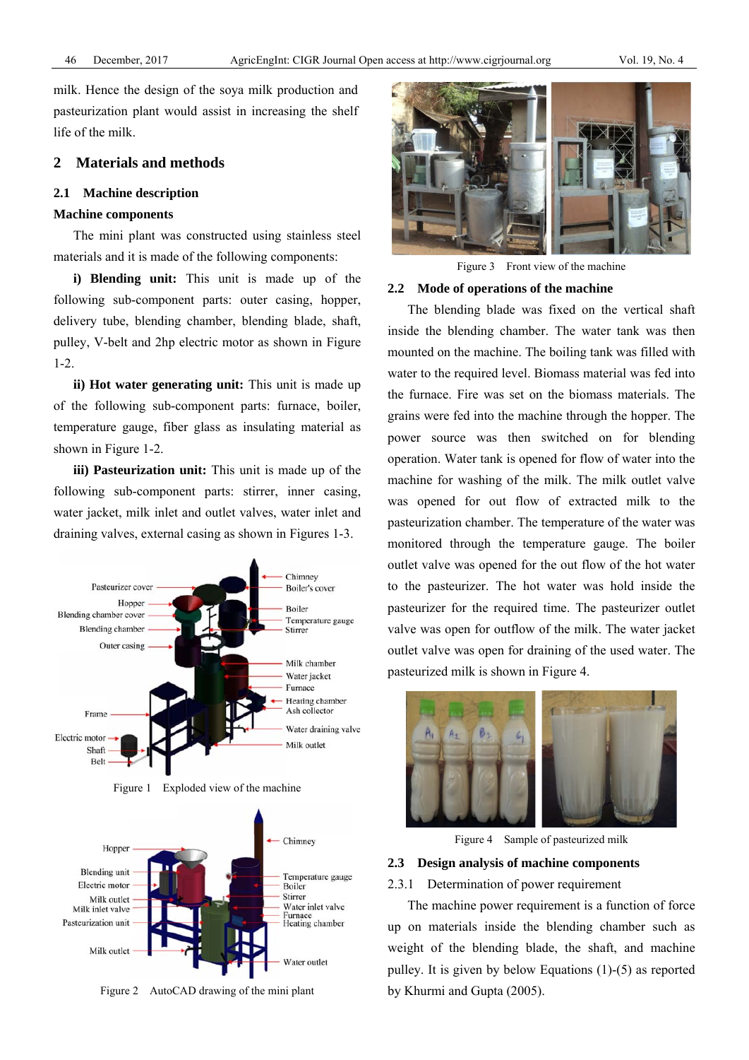milk. Hence the design of the soya milk production and pasteurization plant would assist in increasing the shelf life of the milk.

## 2 Materials and methods

### 2.1 Machine description

**Machine components**

The mini plant was constructed using stainless steel materials and it is made of the following components:

**i) Blending unit:** This unit is made up of the following sub-component parts: outer casing, hopper, delivery tube, blending chamber, blending blade, shaft, pulley, V-belt and 2hp electric motor as shown in Figure 1-2.

**ii) Hot water generating unit:** This unit is made up of the following sub-component parts: furnace, boiler, temperature gauge, fiber glass as insulating material as shown in Figure 1-2.

**iii) Pasteurization unit:** This unit is made up of the following sub-component parts: stirrer, inner casing, water jacket, milk inlet and outlet valves, water inlet and draining valves, external casing as shown in Figures 1-3.

Figure 1 Exploded view of the machine

Figure 2 AutoCAD drawing of the mini plant

Figure 3 Front view of the machine

### 2.2 Mode of operations of the machine

The blending blade was fixed on the vertical shaft inside the blending chamber. The water tank was then mounted on the machine. The boiling tank was filled with water to the required level. Biomass material was fed into the furnace. Fire was set on the biomass materials. The grains were fed into the machine through the hopper. The power source was then switched on for blending operation. Water tank is opened for flow of water into the machine for washing of the milk. The milk outlet valve was opened for out flow of extracted milk to the pasteurization chamber. The temperature of the water was monitored through the temperature gauge. The boiler outlet valve was opened for the out flow of the hot water to the pasteurizer. The hot water was hold inside the pasteurizer for the required time. The pasteurizer outlet valve was open for outflow of the milk. The water jacket outlet valve was open for draining of the used water. The pasteurized milk is shown in Figure 4.

Figure 4 Sample of pasteurized milk

### 2.3 Design analysis of machine components

#### 2.3.1 Determination of power requirement

The machine power requirement is a function of force up on materials inside the blending chamber such as weight of the blending blade, the shaft, and machine pulley. It is given by below Equations (1)-(5) as reported by Khurmi and Gupta (2005).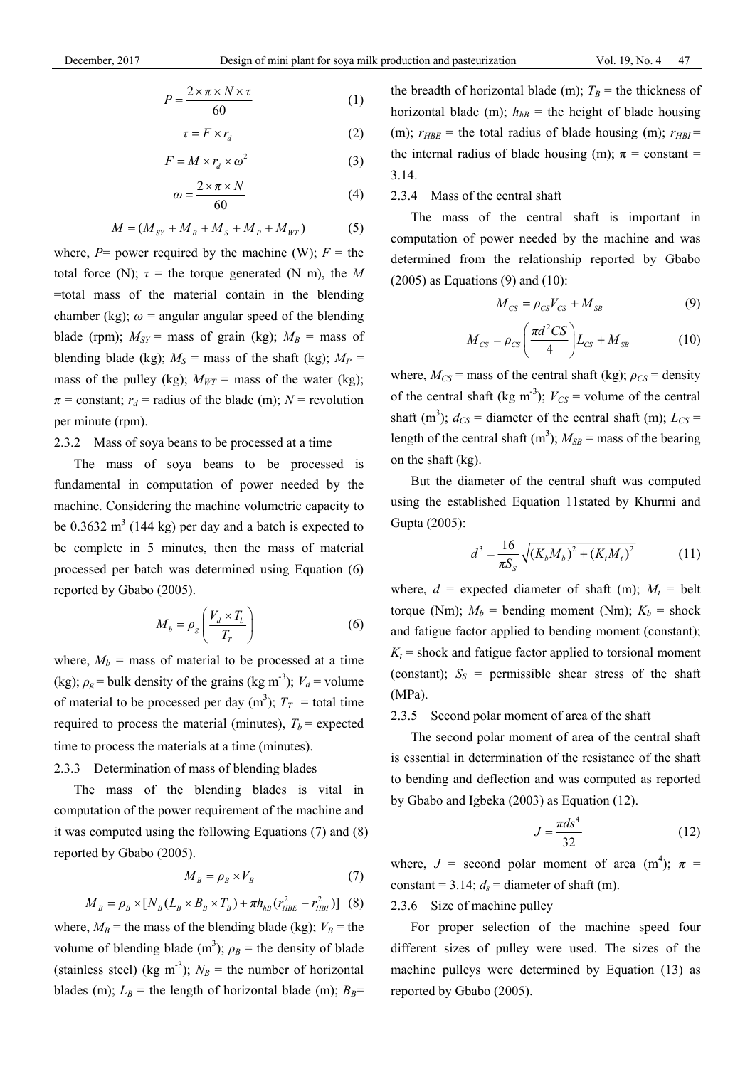$$P = \frac{2 \times \pi \times N \times \tau}{60} \quad (1)$$

$$\tau = F \times r_d \quad (2)$$

$$F = M \times r_d \times \omega^2 \quad (3)$$

$$\omega = \frac{2 \times \pi \times N}{60} \quad (4)$$

$$M = (M_{SY} + M_B + M_S + M_P + M_{WT}) \quad (5)$$

where, $P$= power required by the machine (W); $F$ = the total force (N); $\tau$ = the torque generated (N m), the $M$ =total mass of the material contain in the blending chamber (kg); $\omega$ = angular angular speed of the blending blade (rpm); $M_{SY}$ = mass of grain (kg); $M_B$ = mass of blending blade (kg); $M_S$ = mass of the shaft (kg); $M_P$ = mass of the pulley (kg); $M_{WT}$ = mass of the water (kg); $\pi$ = constant; $r_d$ = radius of the blade (m); $N$ = revolution per minute (rpm).

### 2.3.2 Mass of soya beans to be processed at a time

The mass of soya beans to be processed is fundamental in computation of power needed by the machine. Considering the machine volumetric capacity to be 0.3632 m$^3$ (144 kg) per day and a batch is expected to be complete in 5 minutes, then the mass of material processed per batch was determined using Equation (6) reported by Gbabo (2005).

$$M_b = \rho_g \left( \frac{V_d \times T_b}{T_T} \right) \quad (6)$$

where, $M_b$ = mass of material to be processed at a time (kg); $\rho_g$ = bulk density of the grains (kg m$^{-3}$); $V_d$ = volume of material to be processed per day (m$^3$); $T_T$ = total time required to process the material (minutes), $T_b$ = expected time to process the materials at a time (minutes).

### 2.3.3 Determination of mass of blending blades

The mass of the blending blades is vital in computation of the power requirement of the machine and it was computed using the following Equations (7) and (8) reported by Gbabo (2005).

$$M_B = \rho_B \times V_B \quad (7)$$

$$M_B = \rho_B \times [N_B(L_B \times B_B \times T_B) + \pi h_{hB}(r_{HBE}^2 - r_{HBI}^2)] \quad (8)$$

where, $M_B$ = the mass of the blending blade (kg); $V_B$ = the volume of blending blade (m$^3$); $\rho_B$ = the density of blade (stainless steel) (kg m$^{-3}$); $N_B$ = the number of horizontal blades (m); $L_B$ = the length of horizontal blade (m); $B_B$= the breadth of horizontal blade (m); $T_B$ = the thickness of horizontal blade (m); $h_{hB}$ = the height of blade housing (m); $r_{HBE}$ = the total radius of blade housing (m); $r_{HBI}$ = the internal radius of blade housing (m); $\pi$ = constant = 3.14.

### 2.3.4 Mass of the central shaft

The mass of the central shaft is important in computation of power needed by the machine and was determined from the relationship reported by Gbabo (2005) as Equations (9) and (10):

$$M_{CS} = \rho_{CS} V_{CS} + M_{SB} \quad (9)$$

$$M_{CS} = \rho_{CS} \left( \frac{\pi d^2 CS}{4} \right) L_{CS} + M_{SB} \quad (10)$$

where, $M_{CS}$ = mass of the central shaft (kg); $\rho_{CS}$ = density of the central shaft (kg m$^{-3}$); $V_{CS}$ = volume of the central shaft (m$^3$); $d_{CS}$ = diameter of the central shaft (m); $L_{CS}$ = length of the central shaft (m$^3$); $M_{SB}$ = mass of the bearing on the shaft (kg).

But the diameter of the central shaft was computed using the established Equation 11stated by Khurmi and Gupta (2005):

$$d^3 = \frac{16}{\pi S_S} \sqrt{(K_b M_b)^2 + (K_t M_t)^2} \quad (11)$$

where, $d$ = expected diameter of shaft (m); $M_t$ = belt torque (Nm); $M_b$ = bending moment (Nm); $K_b$ = shock and fatigue factor applied to bending moment (constant); $K_t$ = shock and fatigue factor applied to torsional moment (constant); $S_S$ = permissible shear stress of the shaft (MPa).

### 2.3.5 Second polar moment of area of the shaft

The second polar moment of area of the central shaft is essential in determination of the resistance of the shaft to bending and deflection and was computed as reported by Gbabo and Igbeka (2003) as Equation (12).

$$J = \frac{\pi ds^4}{32} \quad (12)$$

where, $J$ = second polar moment of area (m$^4$); $\pi$ = constant = 3.14; $d_s$ = diameter of shaft (m).

### 2.3.6 Size of machine pulley

For proper selection of the machine speed four different sizes of pulley were used. The sizes of the machine pulleys were determined by Equation (13) as reported by Gbabo (2005).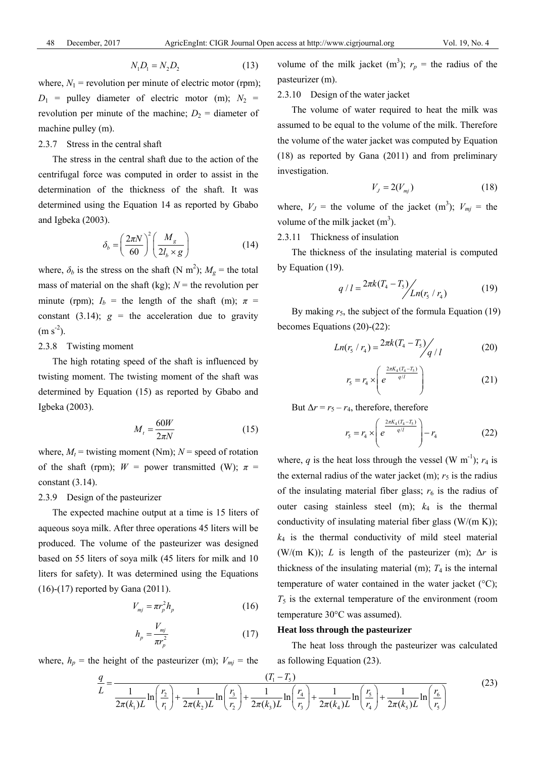$$N_1 D_1 = N_2 D_2 \tag{13}$$

where, $N_1$ = revolution per minute of electric motor (rpm); $D_1$ = pulley diameter of electric motor (m); $N_2$ = revolution per minute of the machine; $D_2$ = diameter of machine pulley (m).

2.3.7 Stress in the central shaft

The stress in the central shaft due to the action of the centrifugal force was computed in order to assist in the determination of the thickness of the shaft. It was determined using the Equation 14 as reported by Gbabo and Igbeka (2003).

$$\delta_b = \left(\frac{2\pi N}{60}\right)^2 \left(\frac{M_g}{2l_b \times g}\right) \tag{14}$$

where, $\delta_b$ is the stress on the shaft (N m$^2$); $M_g$ = the total mass of material on the shaft (kg); $N$ = the revolution per minute (rpm); $I_b$ = the length of the shaft (m); $\pi$ = constant (3.14); $g$ = the acceleration due to gravity (m s$^{-2}$).

2.3.8 Twisting moment

The high rotating speed of the shaft is influenced by twisting moment. The twisting moment of the shaft was determined by Equation (15) as reported by Gbabo and Igbeka (2003).

$$M_t = \frac{60W}{2\pi N} \tag{15}$$

where, $M_t$ = twisting moment (Nm); $N$ = speed of rotation of the shaft (rpm); $W$ = power transmitted (W); $\pi$ = constant (3.14).

2.3.9 Design of the pasteurizer

The expected machine output at a time is 15 liters of aqueous soya milk. After three operations 45 liters will be produced. The volume of the pasteurizer was designed based on 55 liters of soya milk (45 liters for milk and 10 liters for safety). It was determined using the Equations (16)-(17) reported by Gana (2011).

$$V_{mj} = \pi r_p^2 h_p \tag{16}$$

$$h_p = \frac{V_{mj}}{\pi r_p^2} \tag{17}$$

where, $h_p$ = the height of the pasteurizer (m); $V_{mj}$ = the volume of the milk jacket (m$^3$); $r_p$ = the radius of the pasteurizer (m).

2.3.10 Design of the water jacket

The volume of water required to heat the milk was assumed to be equal to the volume of the milk. Therefore the volume of the water jacket was computed by Equation (18) as reported by Gana (2011) and from preliminary investigation.

$$V_J = 2(V_{mj}) \tag{18}$$

where, $V_J$ = the volume of the jacket (m$^3$); $V_{mj}$ = the volume of the milk jacket (m$^3$).

2.3.11 Thickness of insulation

The thickness of the insulating material is computed by Equation (19).

$$q/l = \frac{2\pi k(T_4 - T_5)}{Ln(r_5/r_4)} \tag{19}$$

By making $r_5$, the subject of the formula Equation (19) becomes Equations (20)-(22):

$$Ln(r_5/r_4) = \frac{2\pi k(T_4 - T_5)}{q/l} \tag{20}$$

$$r_5 = r_4 \times \left(e^{\frac{2\pi K_4 (T_4 - T_5)}{q/l}}\right) \tag{21}$$

But $\Delta r = r_5 - r_4$, therefore, therefore

$$r_5 = r_4 \times \left(e^{\frac{2\pi K_4 (T_4 - T_5)}{q/l}}\right) - r_4 \tag{22}$$

where, $q$ is the heat loss through the vessel (W m$^{-1}$); $r_4$ is the external radius of the water jacket (m); $r_5$ is the radius of the insulating material fiber glass; $r_6$ is the radius of outer casing stainless steel (m); $k_4$ is the thermal conductivity of insulating material fiber glass (W/(m K)); $k_4$ is the thermal conductivity of mild steel material (W/(m K)); $L$ is length of the pasteurizer (m); $\Delta r$ is thickness of the insulating material (m); $T_4$ is the internal temperature of water contained in the water jacket (°C); $T_5$ is the external temperature of the environment (room temperature 30°C was assumed).

**Heat loss through the pasteurizer**

The heat loss through the pasteurizer was calculated as following Equation (23).

$$\frac{q}{L} = \frac{(T_1 - T_5)}{\frac{1}{2\pi(k_1)L}\ln\left(\frac{r_2}{r_1}\right) + \frac{1}{2\pi(k_2)L}\ln\left(\frac{r_3}{r_2}\right) + \frac{1}{2\pi(k_3)L}\ln\left(\frac{r_4}{r_3}\right) + \frac{1}{2\pi(k_4)L}\ln\left(\frac{r_5}{r_4}\right) + \frac{1}{2\pi(k_5)L}\ln\left(\frac{r_6}{r_5}\right)} \tag{23}$$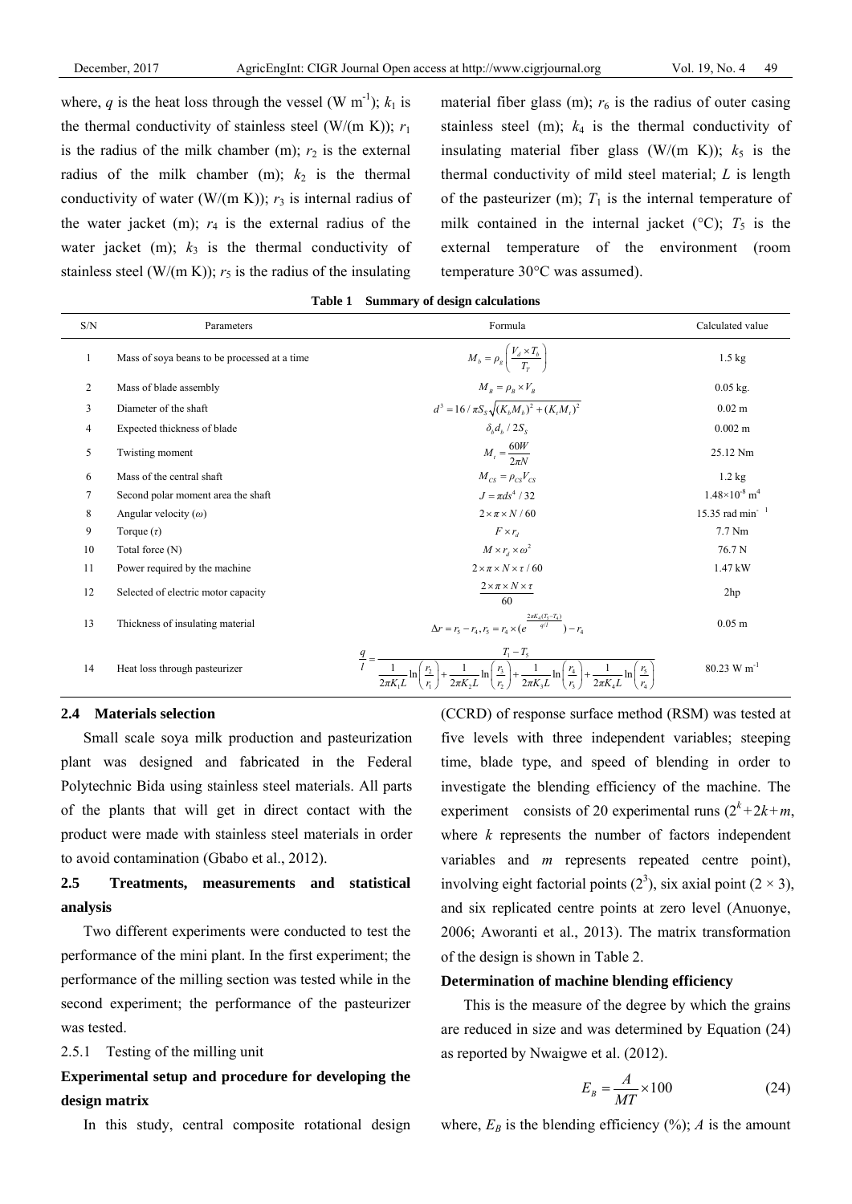where, $q$ is the heat loss through the vessel (W m$^{-1}$); $k_1$ is the thermal conductivity of stainless steel (W/(m K)); $r_1$ is the radius of the milk chamber (m); $r_2$ is the external radius of the milk chamber (m); $k_2$ is the thermal conductivity of water (W/(m K)); $r_3$ is internal radius of the water jacket (m); $r_4$ is the external radius of the water jacket (m); $k_3$ is the thermal conductivity of stainless steel (W/(m K)); $r_5$ is the radius of the insulating material fiber glass (m); $r_6$ is the radius of outer casing stainless steel (m); $k_4$ is the thermal conductivity of insulating material fiber glass (W/(m K)); $k_5$ is the thermal conductivity of mild steel material; $L$ is length of the pasteurizer (m); $T_1$ is the internal temperature of milk contained in the internal jacket (°C); $T_5$ is the external temperature of the environment (room temperature 30°C was assumed).

**Table 1 Summary of design calculations**

| S/N | Parameters | Formula | Calculated value |
|---|---|---|---|
| 1 | Mass of soya beans to be processed at a time | $M_b = \rho_g\left(\frac{V_d \times T_h}{T_T}\right)$ | 1.5 kg |
| 2 | Mass of blade assembly | $M_B = \rho_B \times V_B$ | 0.05 kg. |
| 3 | Diameter of the shaft | $d^3 = 16/\pi S_S\sqrt{(K_b M_b)^2 + (K_t M_t)^2}$ | 0.02 m |
| 4 | Expected thickness of blade | $\delta_b d_b / 2S_S$ | 0.002 m |
| 5 | Twisting moment | $M_t = \frac{60W}{2\pi N}$ | 25.12 Nm |
| 6 | Mass of the central shaft | $M_{CS} = \rho_{CS} V_{CS}$ | 1.2 kg |
| 7 | Second polar moment area the shaft | $J = \pi ds^4 / 32$ | $1.48\times10^{-8}$ m$^4$ |
| 8 | Angular velocity ($\omega$) | $2\times\pi\times N/60$ | 15.35 rad min$^{-1}$ |
| 9 | Torque ($\tau$) | $F \times r_d$ | 7.7 Nm |
| 10 | Total force (N) | $M \times r_d \times \omega^2$ | 76.7 N |
| 11 | Power required by the machine | $2\times\pi\times N\times\tau/60$ | 1.47 kW |
| 12 | Selected of electric motor capacity | $\frac{2\times\pi\times N\times\tau}{60}$ | 2hp |
| 13 | Thickness of insulating material | $\Delta r = r_5 - r_4, r_5 = r_4 \times (e^{\frac{2\pi K_4(T_4 - T_5)}{q/l}}) - r_4$ | 0.05 m |
| 14 | Heat loss through pasteurizer | $\frac{q}{l} = \frac{T_1 - T_5}{\frac{1}{2\pi K_1 L}\ln\left(\frac{r_2}{r_1}\right) + \frac{1}{2\pi K_2 L}\ln\left(\frac{r_3}{r_2}\right) + \frac{1}{2\pi K_3 L}\ln\left(\frac{r_4}{r_3}\right) + \frac{1}{2\pi K_4 L}\ln\left(\frac{r_5}{r_4}\right)}$ | 80.23 W m$^{-1}$ |

### 2.4 Materials selection

Small scale soya milk production and pasteurization plant was designed and fabricated in the Federal Polytechnic Bida using stainless steel materials. All parts of the plants that will get in direct contact with the product were made with stainless steel materials in order to avoid contamination (Gbabo et al., 2012).

### 2.5 Treatments, measurements and statistical analysis

Two different experiments were conducted to test the performance of the mini plant. In the first experiment; the performance of the milling section was tested while in the second experiment; the performance of the pasteurizer was tested.

2.5.1 Testing of the milling unit

**Experimental setup and procedure for developing the design matrix**

In this study, central composite rotational design (CCRD) of response surface method (RSM) was tested at five levels with three independent variables; steeping time, blade type, and speed of blending in order to investigate the blending efficiency of the machine. The experiment consists of 20 experimental runs ($2^k+2k+m$, where $k$ represents the number of factors independent variables and $m$ represents repeated centre point), involving eight factorial points ($2^3$), six axial point ($2 \times 3$), and six replicated centre points at zero level (Anuonye, 2006; Aworanti et al., 2013). The matrix transformation of the design is shown in Table 2.

**Determination of machine blending efficiency**

This is the measure of the degree by which the grains are reduced in size and was determined by Equation (24) as reported by Nwaigwe et al. (2012).

$$E_B = \frac{A}{MT} \times 100 \tag{24}$$

where, $E_B$ is the blending efficiency (%); $A$ is the amount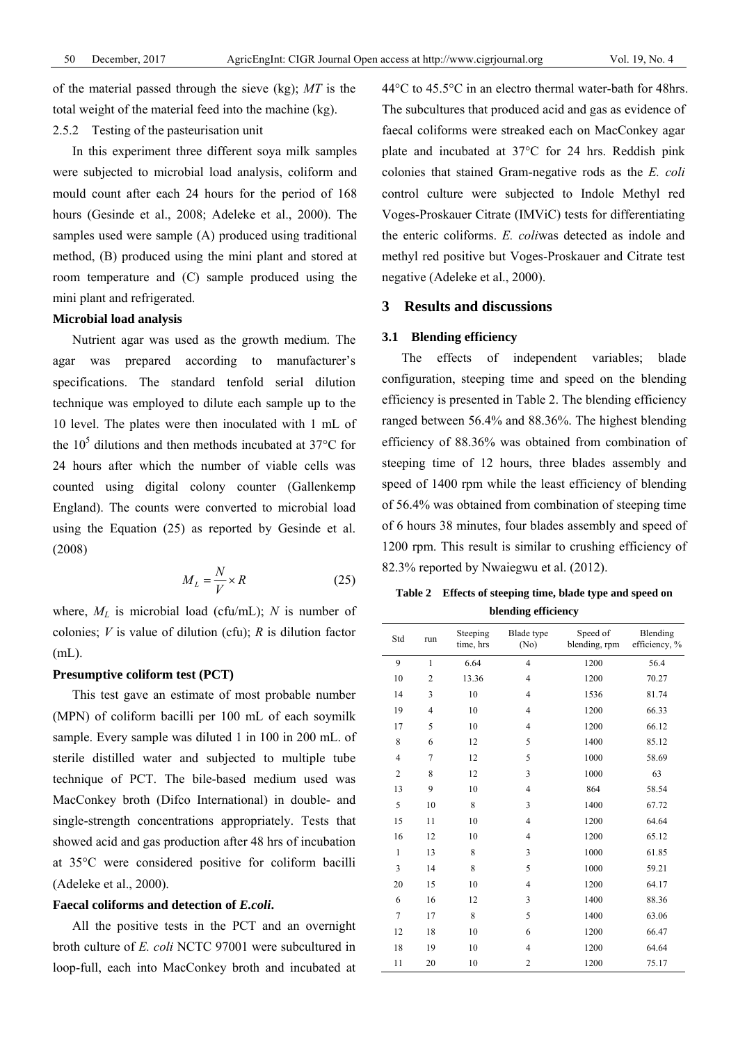of the material passed through the sieve (kg); *MT* is the total weight of the material feed into the machine (kg).

2.5.2 Testing of the pasteurisation unit

In this experiment three different soya milk samples were subjected to microbial load analysis, coliform and mould count after each 24 hours for the period of 168 hours (Gesinde et al., 2008; Adeleke et al., 2000). The samples used were sample (A) produced using traditional method, (B) produced using the mini plant and stored at room temperature and (C) sample produced using the mini plant and refrigerated.

**Microbial load analysis**

Nutrient agar was used as the growth medium. The agar was prepared according to manufacturer's specifications. The standard tenfold serial dilution technique was employed to dilute each sample up to the 10 level. The plates were then inoculated with 1 mL of the $10^5$ dilutions and then methods incubated at 37°C for 24 hours after which the number of viable cells was counted using digital colony counter (Gallenkemp England). The counts were converted to microbial load using the Equation (25) as reported by Gesinde et al. (2008)

$$M_L = \frac{N}{V} \times R \tag{25}$$

where, $M_L$ is microbial load (cfu/mL); *N* is number of colonies; *V* is value of dilution (cfu); *R* is dilution factor (mL).

**Presumptive coliform test (PCT)**

This test gave an estimate of most probable number (MPN) of coliform bacilli per 100 mL of each soymilk sample. Every sample was diluted 1 in 100 in 200 mL. of sterile distilled water and subjected to multiple tube technique of PCT. The bile-based medium used was MacConkey broth (Difco International) in double- and single-strength concentrations appropriately. Tests that showed acid and gas production after 48 hrs of incubation at 35°C were considered positive for coliform bacilli (Adeleke et al., 2000).

**Faecal coliforms and detection of *E.coli*.**

All the positive tests in the PCT and an overnight broth culture of *E. coli* NCTC 97001 were subcultured in loop-full, each into MacConkey broth and incubated at 44°C to 45.5°C in an electro thermal water-bath for 48hrs. The subcultures that produced acid and gas as evidence of faecal coliforms were streaked each on MacConkey agar plate and incubated at 37°C for 24 hrs. Reddish pink colonies that stained Gram-negative rods as the *E. coli* control culture were subjected to Indole Methyl red Voges-Proskauer Citrate (IMViC) tests for differentiating the enteric coliforms. *E. coli*was detected as indole and methyl red positive but Voges-Proskauer and Citrate test negative (Adeleke et al., 2000).

## 3 Results and discussions

### 3.1 Blending efficiency

The effects of independent variables; blade configuration, steeping time and speed on the blending efficiency is presented in Table 2. The blending efficiency ranged between 56.4% and 88.36%. The highest blending efficiency of 88.36% was obtained from combination of steeping time of 12 hours, three blades assembly and speed of 1400 rpm while the least efficiency of blending of 56.4% was obtained from combination of steeping time of 6 hours 38 minutes, four blades assembly and speed of 1200 rpm. This result is similar to crushing efficiency of 82.3% reported by Nwaiegwu et al. (2012).

**Table 2 Effects of steeping time, blade type and speed on blending efficiency**

| Std | run | Steeping time, hrs | Blade type (No) | Speed of blending, rpm | Blending efficiency, % |
|---|---|---|---|---|---|
| 9 | 1 | 6.64 | 4 | 1200 | 56.4 |
| 10 | 2 | 13.36 | 4 | 1200 | 70.27 |
| 14 | 3 | 10 | 4 | 1536 | 81.74 |
| 19 | 4 | 10 | 4 | 1200 | 66.33 |
| 17 | 5 | 10 | 4 | 1200 | 66.12 |
| 8 | 6 | 12 | 5 | 1400 | 85.12 |
| 4 | 7 | 12 | 5 | 1000 | 58.69 |
| 2 | 8 | 12 | 3 | 1000 | 63 |
| 13 | 9 | 10 | 4 | 864 | 58.54 |
| 5 | 10 | 8 | 3 | 1400 | 67.72 |
| 15 | 11 | 10 | 4 | 1200 | 64.64 |
| 16 | 12 | 10 | 4 | 1200 | 65.12 |
| 1 | 13 | 8 | 3 | 1000 | 61.85 |
| 3 | 14 | 8 | 5 | 1000 | 59.21 |
| 20 | 15 | 10 | 4 | 1200 | 64.17 |
| 6 | 16 | 12 | 3 | 1400 | 88.36 |
| 7 | 17 | 8 | 5 | 1400 | 63.06 |
| 12 | 18 | 10 | 6 | 1200 | 66.47 |
| 18 | 19 | 10 | 4 | 1200 | 64.64 |
| 11 | 20 | 10 | 2 | 1200 | 75.17 |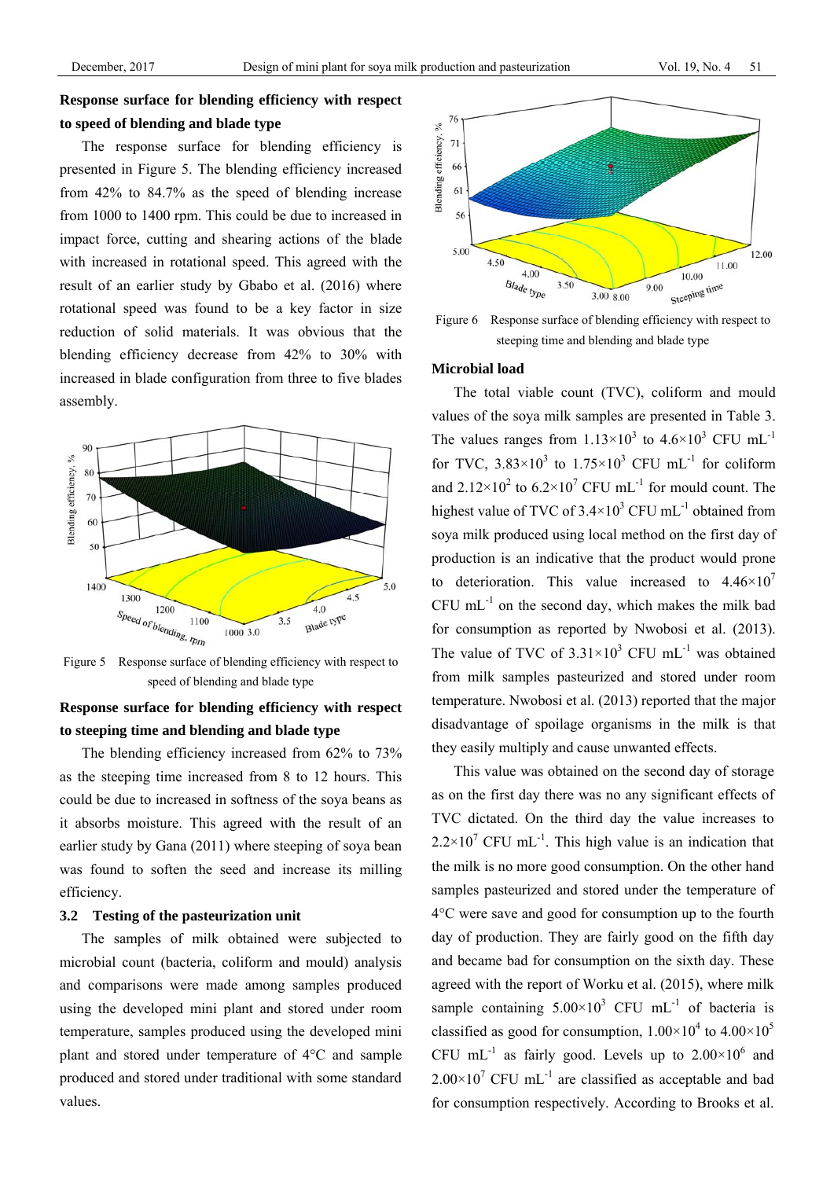**Response surface for blending efficiency with respect to speed of blending and blade type**

The response surface for blending efficiency is presented in Figure 5. The blending efficiency increased from 42% to 84.7% as the speed of blending increase from 1000 to 1400 rpm. This could be due to increased in impact force, cutting and shearing actions of the blade with increased in rotational speed. This agreed with the result of an earlier study by Gbabo et al. (2016) where rotational speed was found to be a key factor in size reduction of solid materials. It was obvious that the blending efficiency decrease from 42% to 30% with increased in blade configuration from three to five blades assembly.

Figure 5 Response surface of blending efficiency with respect to speed of blending and blade type

**Response surface for blending efficiency with respect to steeping time and blending and blade type**

The blending efficiency increased from 62% to 73% as the steeping time increased from 8 to 12 hours. This could be due to increased in softness of the soya beans as it absorbs moisture. This agreed with the result of an earlier study by Gana (2011) where steeping of soya bean was found to soften the seed and increase its milling efficiency.

### 3.2 Testing of the pasteurization unit

The samples of milk obtained were subjected to microbial count (bacteria, coliform and mould) analysis and comparisons were made among samples produced using the developed mini plant and stored under room temperature, samples produced using the developed mini plant and stored under temperature of 4°C and sample produced and stored under traditional with some standard values.

Figure 6 Response surface of blending efficiency with respect to steeping time and blending and blade type

**Microbial load**

The total viable count (TVC), coliform and mould values of the soya milk samples are presented in Table 3. The values ranges from $1.13\times10^{3}$ to $4.6\times10^{3}$ CFU $mL^{-1}$ for TVC, $3.83\times10^{3}$ to $1.75\times10^{3}$ CFU $mL^{-1}$ for coliform and $2.12\times10^{2}$ to $6.2\times10^{7}$ CFU $mL^{-1}$ for mould count. The highest value of TVC of $3.4\times10^{3}$ CFU $mL^{-1}$ obtained from soya milk produced using local method on the first day of production is an indicative that the product would prone to deterioration. This value increased to $4.46\times10^{7}$ CFU $mL^{-1}$ on the second day, which makes the milk bad for consumption as reported by Nwobosi et al. (2013). The value of TVC of $3.31\times10^{3}$ CFU $mL^{-1}$ was obtained from milk samples pasteurized and stored under room temperature. Nwobosi et al. (2013) reported that the major disadvantage of spoilage organisms in the milk is that they easily multiply and cause unwanted effects.

This value was obtained on the second day of storage as on the first day there was no any significant effects of TVC dictated. On the third day the value increases to $2.2\times10^{7}$ CFU $mL^{-1}$. This high value is an indication that the milk is no more good consumption. On the other hand samples pasteurized and stored under the temperature of 4°C were save and good for consumption up to the fourth day of production. They are fairly good on the fifth day and became bad for consumption on the sixth day. These agreed with the report of Worku et al. (2015), where milk sample containing $5.00\times10^{3}$ CFU $mL^{-1}$ of bacteria is classified as good for consumption, $1.00\times10^{4}$ to $4.00\times10^{5}$ CFU $mL^{-1}$ as fairly good. Levels up to $2.00\times10^{6}$ and $2.00\times10^{7}$ CFU $mL^{-1}$ are classified as acceptable and bad for consumption respectively. According to Brooks et al.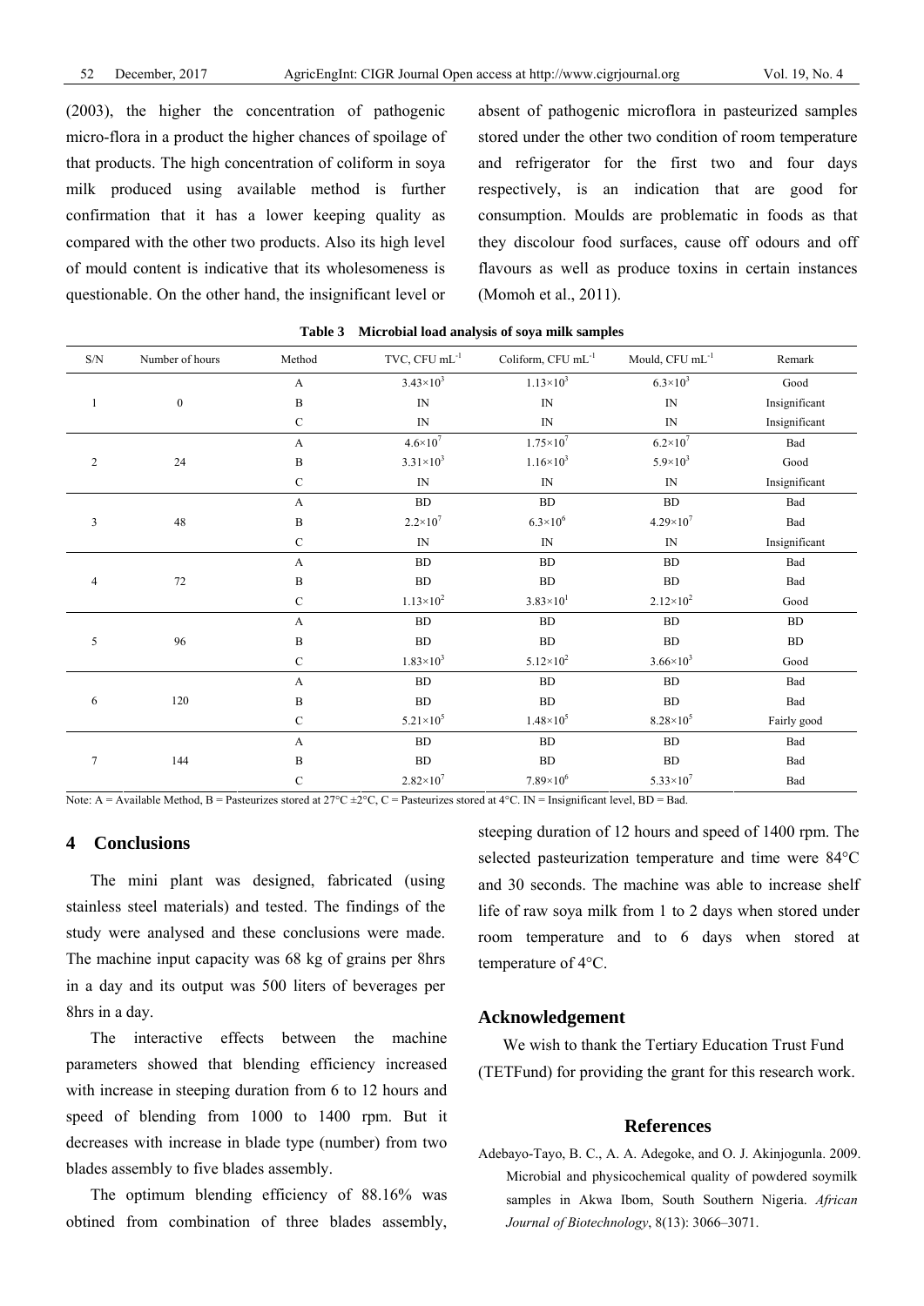(2003), the higher the concentration of pathogenic micro-flora in a product the higher chances of spoilage of that products. The high concentration of coliform in soya milk produced using available method is further confirmation that it has a lower keeping quality as compared with the other two products. Also its high level of mould content is indicative that its wholesomeness is questionable. On the other hand, the insignificant level or absent of pathogenic microflora in pasteurized samples stored under the other two condition of room temperature and refrigerator for the first two and four days respectively, is an indication that are good for consumption. Moulds are problematic in foods as that they discolour food surfaces, cause off odours and off flavours as well as produce toxins in certain instances (Momoh et al., 2011).

**Table 3 Microbial load analysis of soya milk samples**

| S/N | Number of hours | Method | TVC, CFU mL$^{-1}$ | Coliform, CFU mL$^{-1}$ | Mould, CFU mL$^{-1}$ | Remark |
|---|---|---|---|---|---|---|
| 1 | 0 | A | $3.43\times10^{3}$ | $1.13\times10^{3}$ | $6.3\times10^{3}$ | Good |
| | | B | IN | IN | IN | Insignificant |
| | | C | IN | IN | IN | Insignificant |
| 2 | 24 | A | $4.6\times10^{7}$ | $1.75\times10^{7}$ | $6.2\times10^{7}$ | Bad |
| | | B | $3.31\times10^{3}$ | $1.16\times10^{3}$ | $5.9\times10^{3}$ | Good |
| | | C | IN | IN | IN | Insignificant |
| 3 | 48 | A | BD | BD | BD | Bad |
| | | B | $2.2\times10^{7}$ | $6.3\times10^{6}$ | $4.29\times10^{7}$ | Bad |
| | | C | IN | IN | IN | Insignificant |
| 4 | 72 | A | BD | BD | BD | Bad |
| | | B | BD | BD | BD | Bad |
| | | C | $1.13\times10^{2}$ | $3.83\times10^{1}$ | $2.12\times10^{2}$ | Good |
| 5 | 96 | A | BD | BD | BD | BD |
| | | B | BD | BD | BD | BD |
| | | C | $1.83\times10^{3}$ | $5.12\times10^{2}$ | $3.66\times10^{3}$ | Good |
| 6 | 120 | A | BD | BD | BD | Bad |
| | | B | BD | BD | BD | Bad |
| | | C | $5.21\times10^{5}$ | $1.48\times10^{5}$ | $8.28\times10^{5}$ | Fairly good |
| 7 | 144 | A | BD | BD | BD | Bad |
| | | B | BD | BD | BD | Bad |
| | | C | $2.82\times10^{7}$ | $7.89\times10^{6}$ | $5.33\times10^{7}$ | Bad |

Note: A = Available Method, B = Pasteurizes stored at 27°C ±2°C, C = Pasteurizes stored at 4°C. IN = Insignificant level, BD = Bad.

## 4 Conclusions

The mini plant was designed, fabricated (using stainless steel materials) and tested. The findings of the study were analysed and these conclusions were made. The machine input capacity was 68 kg of grains per 8hrs in a day and its output was 500 liters of beverages per 8hrs in a day.

The interactive effects between the machine parameters showed that blending efficiency increased with increase in steeping duration from 6 to 12 hours and speed of blending from 1000 to 1400 rpm. But it decreases with increase in blade type (number) from two blades assembly to five blades assembly.

The optimum blending efficiency of 88.16% was obtined from combination of three blades assembly, steeping duration of 12 hours and speed of 1400 rpm. The selected pasteurization temperature and time were 84°C and 30 seconds. The machine was able to increase shelf life of raw soya milk from 1 to 2 days when stored under room temperature and to 6 days when stored at temperature of 4°C.

## Acknowledgement

We wish to thank the Tertiary Education Trust Fund (TETFund) for providing the grant for this research work.

## References

Adebayo-Tayo, B. C., A. A. Adegoke, and O. J. Akinjogunla. 2009. Microbial and physicochemical quality of powdered soymilk samples in Akwa Ibom, South Southern Nigeria. *African Journal of Biotechnology*, 8(13): 3066–3071.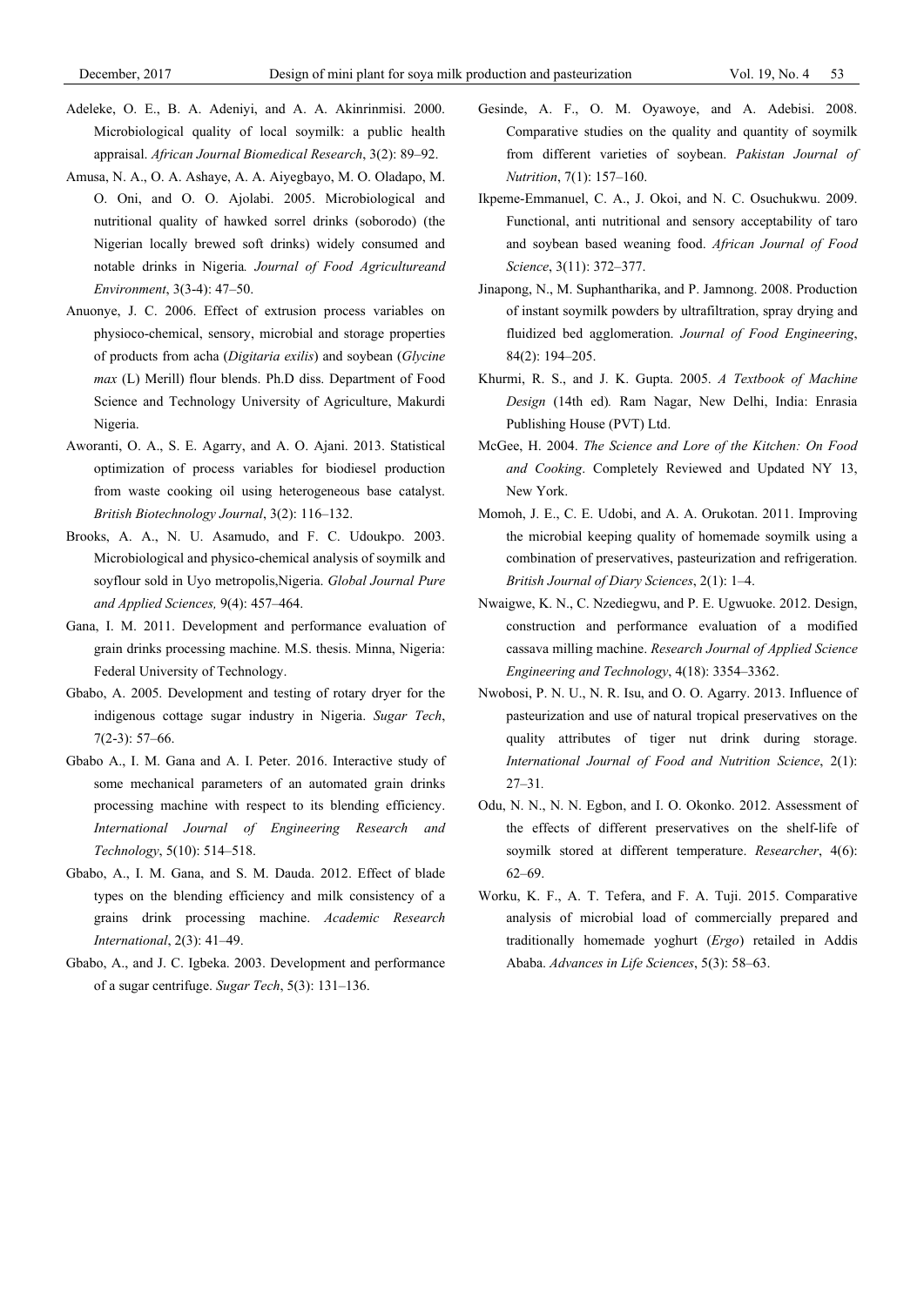Adeleke, O. E., B. A. Adeniyi, and A. A. Akinrinmisi. 2000. Microbiological quality of local soymilk: a public health appraisal. *African Journal Biomedical Research*, 3(2): 89–92.

Amusa, N. A., O. A. Ashaye, A. A. Aiyegbayo, M. O. Oladapo, M. O. Oni, and O. O. Ajolabi. 2005. Microbiological and nutritional quality of hawked sorrel drinks (soborodo) (the Nigerian locally brewed soft drinks) widely consumed and notable drinks in Nigeria. *Journal of Food Agricultureand Environment*, 3(3-4): 47–50.

Anuonye, J. C. 2006. Effect of extrusion process variables on physioco-chemical, sensory, microbial and storage properties of products from acha (*Digitaria exilis*) and soybean (*Glycine max* (L) Merill) flour blends. Ph.D diss. Department of Food Science and Technology University of Agriculture, Makurdi Nigeria.

Aworanti, O. A., S. E. Agarry, and A. O. Ajani. 2013. Statistical optimization of process variables for biodiesel production from waste cooking oil using heterogeneous base catalyst. *British Biotechnology Journal*, 3(2): 116–132.

Brooks, A. A., N. U. Asamudo, and F. C. Udoukpo. 2003. Microbiological and physico-chemical analysis of soymilk and soyflour sold in Uyo metropolis,Nigeria. *Global Journal Pure and Applied Sciences,* 9(4): 457–464.

Gana, I. M. 2011. Development and performance evaluation of grain drinks processing machine. M.S. thesis. Minna, Nigeria: Federal University of Technology.

Gbabo, A. 2005. Development and testing of rotary dryer for the indigenous cottage sugar industry in Nigeria. *Sugar Tech*, 7(2-3): 57–66.

Gbabo A., I. M. Gana and A. I. Peter. 2016. Interactive study of some mechanical parameters of an automated grain drinks processing machine with respect to its blending efficiency. *International Journal of Engineering Research and Technology*, 5(10): 514–518.

Gbabo, A., I. M. Gana, and S. M. Dauda. 2012. Effect of blade types on the blending efficiency and milk consistency of a grains drink processing machine. *Academic Research International*, 2(3): 41–49.

Gbabo, A., and J. C. Igbeka. 2003. Development and performance of a sugar centrifuge. *Sugar Tech*, 5(3): 131–136.

Gesinde, A. F., O. M. Oyawoye, and A. Adebisi. 2008. Comparative studies on the quality and quantity of soymilk from different varieties of soybean. *Pakistan Journal of Nutrition*, 7(1): 157–160.

Ikpeme-Emmanuel, C. A., J. Okoi, and N. C. Osuchukwu. 2009. Functional, anti nutritional and sensory acceptability of taro and soybean based weaning food. *African Journal of Food Science*, 3(11): 372–377.

Jinapong, N., M. Suphantharika, and P. Jamnong. 2008. Production of instant soymilk powders by ultrafiltration, spray drying and fluidized bed agglomeration. *Journal of Food Engineering*, 84(2): 194–205.

Khurmi, R. S., and J. K. Gupta. 2005. *A Textbook of Machine Design* (14th ed). Ram Nagar, New Delhi, India: Enrasia Publishing House (PVT) Ltd.

McGee, H. 2004. *The Science and Lore of the Kitchen: On Food and Cooking*. Completely Reviewed and Updated NY 13, New York.

Momoh, J. E., C. E. Udobi, and A. A. Orukotan. 2011. Improving the microbial keeping quality of homemade soymilk using a combination of preservatives, pasteurization and refrigeration. *British Journal of Diary Sciences*, 2(1): 1–4.

Nwaigwe, K. N., C. Nzediegwu, and P. E. Ugwuoke. 2012. Design, construction and performance evaluation of a modified cassava milling machine. *Research Journal of Applied Science Engineering and Technology*, 4(18): 3354–3362.

Nwobosi, P. N. U., N. R. Isu, and O. O. Agarry. 2013. Influence of pasteurization and use of natural tropical preservatives on the quality attributes of tiger nut drink during storage. *International Journal of Food and Nutrition Science*, 2(1): 27–31.

Odu, N. N., N. N. Egbon, and I. O. Okonko. 2012. Assessment of the effects of different preservatives on the shelf-life of soymilk stored at different temperature. *Researcher*, 4(6): 62–69.

Worku, K. F., A. T. Tefera, and F. A. Tuji. 2015. Comparative analysis of microbial load of commercially prepared and traditionally homemade yoghurt (*Ergo*) retailed in Addis Ababa. *Advances in Life Sciences*, 5(3): 58–63.